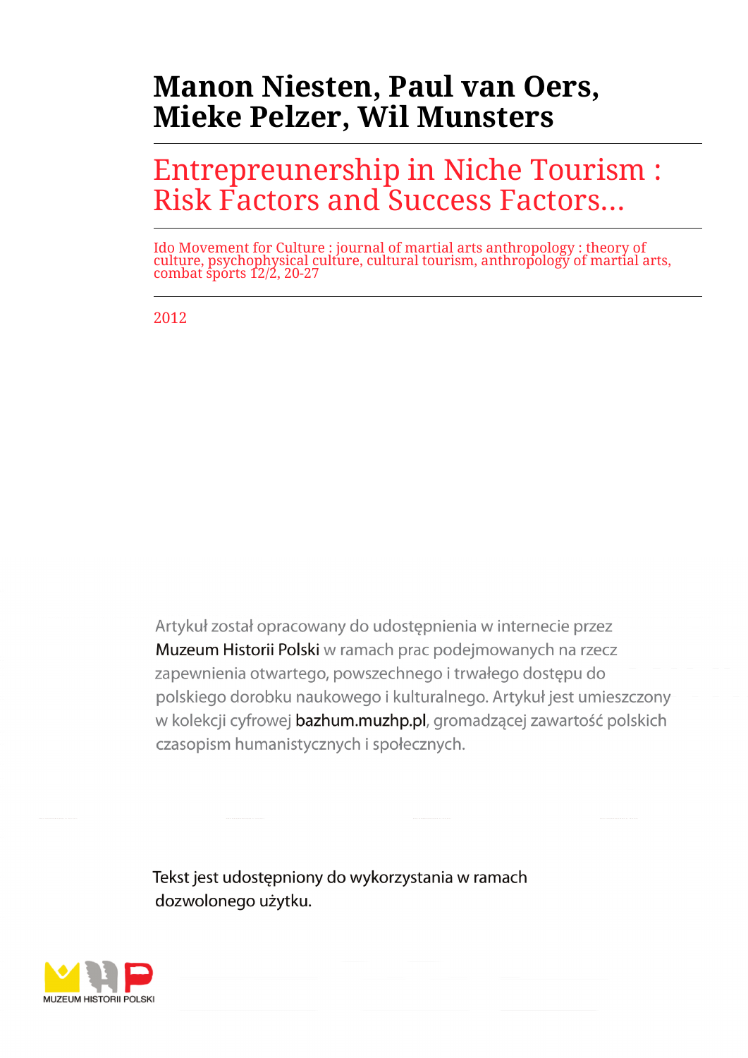# Manon Niesten, Paul van Oers, Mieke Pelzer, Wil Munsters

## Entrepreneurship in Niche Tourism : Risk Factors and Success Factors...

Ido Movement for Culture : journal of martial arts anthropology : theory of culture, psychophysical culture, cultural tourism, anthropology of martial arts, combat sports 12/2, 20-27

2012

Artykuł został opracowany do udostępnienia w internecie przez Muzeum Historii Polski w ramach prac podejmowanych na rzecz zapewnienia otwartego, powszechnego i trwałego dostępu do polskiego dorobku naukowego i kulturalnego. Artykuł jest umieszczony w kolekcji cyfrowej bazhum.muzhp.pl, gromadzącej zawartość polskich czasopism humanistycznych i społecznych.

Tekst jest udostępniony do wykorzystania w ramach dozwolonego użytku.

MUZEUM HISTORII POLSKI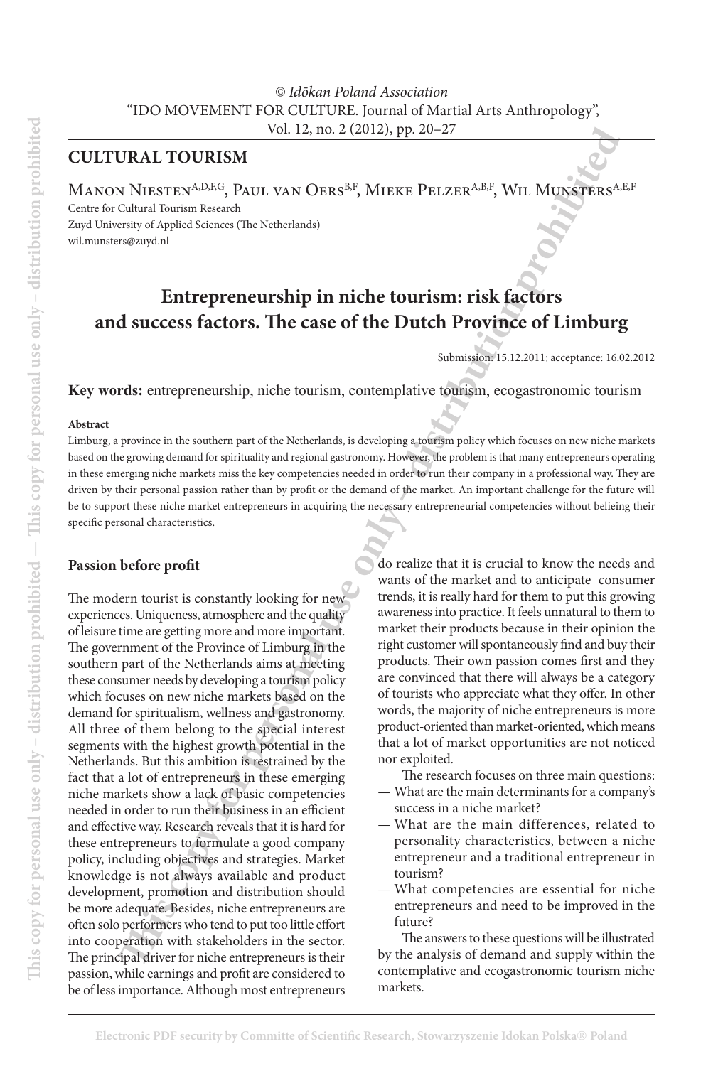CULTURAL TOURISM

Manon Niesten[A,D,F,G], Paul van Oers[B,F], Mieke Pelzer[A,B,F], Wil Munsters[A,E,F]
Centre for Cultural Tourism Research
Zuyd University of Applied Sciences (The Netherlands)
wil.munsters@zuyd.nl

# Entrepreneurship in niche tourism: risk factors and success factors. The case of the Dutch Province of Limburg

Submission: 15.12.2011; acceptance: 16.02.2012

**Key words:** entrepreneurship, niche tourism, contemplative tourism, ecogastronomic tourism

**Abstract**

Limburg, a province in the southern part of the Netherlands, is developing a tourism policy which focuses on new niche markets based on the growing demand for spirituality and regional gastronomy. However, the problem is that many entrepreneurs operating in these emerging niche markets miss the key competencies needed in order to run their company in a professional way. They are driven by their personal passion rather than by profit or the demand of the market. An important challenge for the future will be to support these niche market entrepreneurs in acquiring the necessary entrepreneurial competencies without belieing their specific personal characteristics.

## Passion before profit

The modern tourist is constantly looking for new experiences. Uniqueness, atmosphere and the quality of leisure time are getting more and more important. The government of the Province of Limburg in the southern part of the Netherlands aims at meeting these consumer needs by developing a tourism policy which focuses on new niche markets based on the demand for spiritualism, wellness and gastronomy. All three of them belong to the special interest segments with the highest growth potential in the Netherlands. But this ambition is restrained by the fact that a lot of entrepreneurs in these emerging niche markets show a lack of basic competencies needed in order to run their business in an efficient and effective way. Research reveals that it is hard for these entrepreneurs to formulate a good company policy, including objectives and strategies. Market knowledge is not always available and product development, promotion and distribution should be more adequate. Besides, niche entrepreneurs are often solo performers who tend to put too little effort into cooperation with stakeholders in the sector. The principal driver for niche entrepreneurs is their passion, while earnings and profit are considered to be of less importance. Although most entrepreneurs do realize that it is crucial to know the needs and wants of the market and to anticipate consumer trends, it is really hard for them to put this growing awareness into practice. It feels unnatural to them to market their products because in their opinion the right customer will spontaneously find and buy their products. Their own passion comes first and they are convinced that there will always be a category of tourists who appreciate what they offer. In other words, the majority of niche entrepreneurs is more product-oriented than market-oriented, which means that a lot of market opportunities are not noticed nor exploited.

The research focuses on three main questions:

— What are the main determinants for a company's success in a niche market?
— What are the main differences, related to personality characteristics, between a niche entrepreneur and a traditional entrepreneur in tourism?
— What competencies are essential for niche entrepreneurs and need to be improved in the future?

The answers to these questions will be illustrated by the analysis of demand and supply within the contemplative and ecogastronomic tourism niche markets.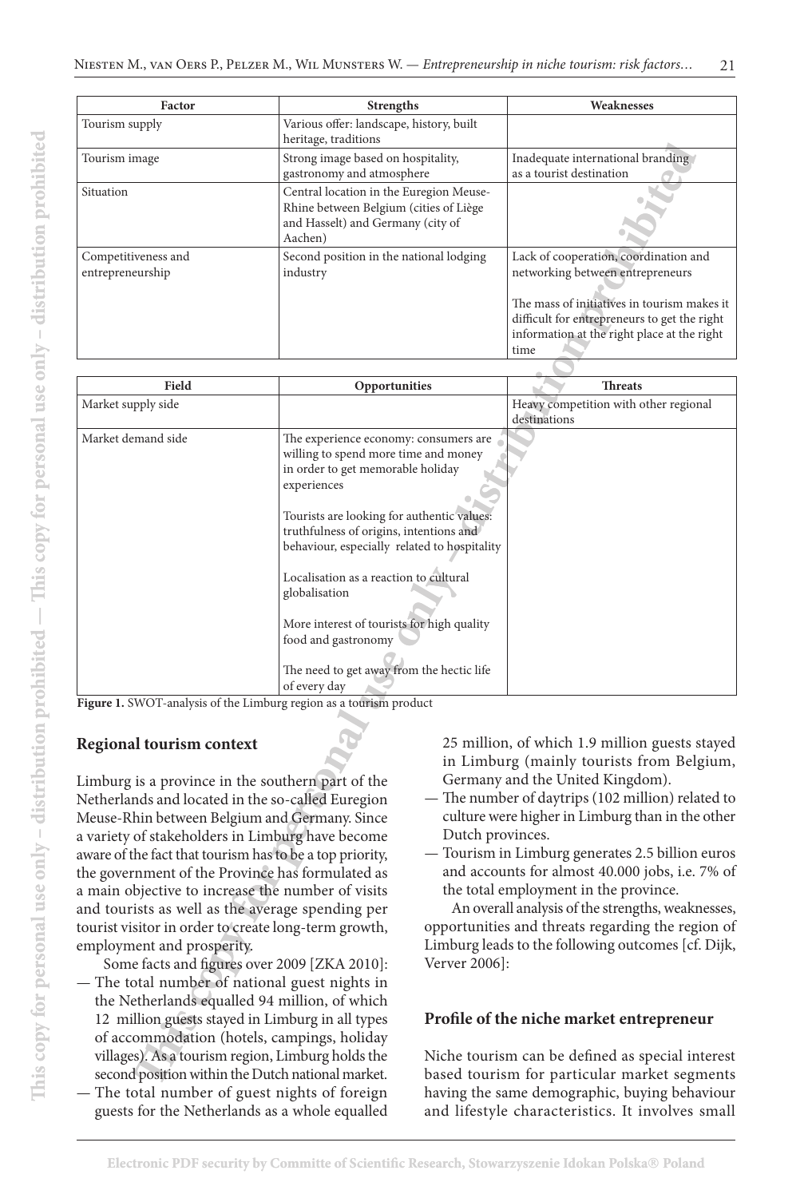| Factor | Strengths | Weaknesses |
| --- | --- | --- |
| Tourism supply | Various offer: landscape, history, built heritage, traditions | |
| Tourism image | Strong image based on hospitality, gastronomy and atmosphere | Inadequate international branding as a tourist destination |
| Situation | Central location in the Euregion Meuse-Rhine between Belgium (cities of Liège and Hasselt) and Germany (city of Aachen) | |
| Competitiveness and entrepreneurship | Second position in the national lodging industry | Lack of cooperation, coordination and networking between entrepreneurs<br><br>The mass of initiatives in tourism makes it difficult for entrepreneurs to get the right information at the right place at the right time |

| Field | Opportunities | Threats |
| --- | --- | --- |
| Market supply side | | Heavy competition with other regional destinations |
| Market demand side | The experience economy: consumers are willing to spend more time and money in order to get memorable holiday experiences<br><br>Tourists are looking for authentic values: truthfulness of origins, intentions and behaviour, especially related to hospitality<br><br>Localisation as a reaction to cultural globalisation<br><br>More interest of tourists for high quality food and gastronomy<br><br>The need to get away from the hectic life of every day | |

**Figure 1.** SWOT-analysis of the Limburg region as a tourism product

## Regional tourism context

Limburg is a province in the southern part of the Netherlands and located in the so-called Euregion Meuse-Rhin between Belgium and Germany. Since a variety of stakeholders in Limburg have become aware of the fact that tourism has to be a top priority, the government of the Province has formulated as a main objective to increase the number of visits and tourists as well as the average spending per tourist visitor in order to create long-term growth, employment and prosperity.

Some facts and figures over 2009 [ZKA 2010]:

- The total number of national guest nights in the Netherlands equalled 94 million, of which 12 million guests stayed in Limburg in all types of accommodation (hotels, campings, holiday villages). As a tourism region, Limburg holds the second position within the Dutch national market.
- The total number of guest nights of foreign guests for the Netherlands as a whole equalled 25 million, of which 1.9 million guests stayed in Limburg (mainly tourists from Belgium, Germany and the United Kingdom).
- The number of daytrips (102 million) related to culture were higher in Limburg than in the other Dutch provinces.
- Tourism in Limburg generates 2.5 billion euros and accounts for almost 40.000 jobs, i.e. 7% of the total employment in the province.

An overall analysis of the strengths, weaknesses, opportunities and threats regarding the region of Limburg leads to the following outcomes [cf. Dijk, Verver 2006]:

## Profile of the niche market entrepreneur

Niche tourism can be defined as special interest based tourism for particular market segments having the same demographic, buying behaviour and lifestyle characteristics. It involves small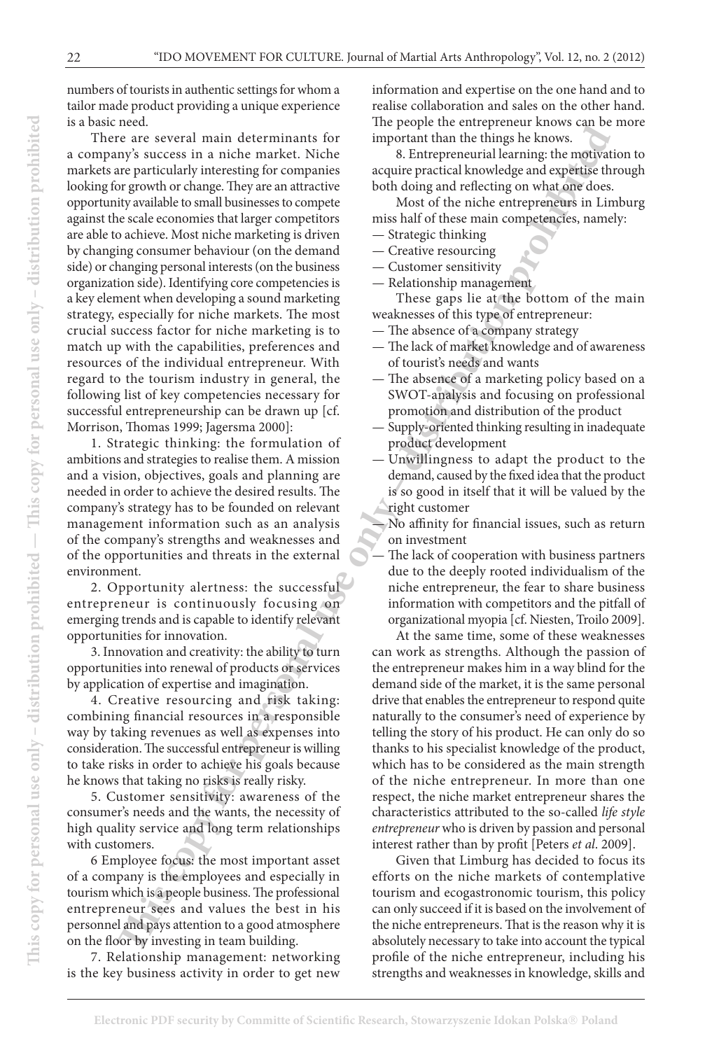numbers of tourists in authentic settings for whom a tailor made product providing a unique experience is a basic need.

There are several main determinants for a company's success in a niche market. Niche markets are particularly interesting for companies looking for growth or change. They are an attractive opportunity available to small businesses to compete against the scale economies that larger competitors are able to achieve. Most niche marketing is driven by changing consumer behaviour (on the demand side) or changing personal interests (on the business organization side). Identifying core competencies is a key element when developing a sound marketing strategy, especially for niche markets. The most crucial success factor for niche marketing is to match up with the capabilities, preferences and resources of the individual entrepreneur. With regard to the tourism industry in general, the following list of key competencies necessary for successful entrepreneurship can be drawn up [cf. Morrison, Thomas 1999; Jagersma 2000]:

1. Strategic thinking: the formulation of ambitions and strategies to realise them. A mission and a vision, objectives, goals and planning are needed in order to achieve the desired results. The company's strategy has to be founded on relevant management information such as an analysis of the company's strengths and weaknesses and of the opportunities and threats in the external environment.

2. Opportunity alertness: the successful entrepreneur is continuously focusing on emerging trends and is capable to identify relevant opportunities for innovation.

3. Innovation and creativity: the ability to turn opportunities into renewal of products or services by application of expertise and imagination.

4. Creative resourcing and risk taking: combining financial resources in a responsible way by taking revenues as well as expenses into consideration. The successful entrepreneur is willing to take risks in order to achieve his goals because he knows that taking no risks is really risky.

5. Customer sensitivity: awareness of the consumer's needs and the wants, the necessity of high quality service and long term relationships with customers.

6 Employee focus: the most important asset of a company is the employees and especially in tourism which is a people business. The professional entrepreneur sees and values the best in his personnel and pays attention to a good atmosphere on the floor by investing in team building.

7. Relationship management: networking is the key business activity in order to get new information and expertise on the one hand and to realise collaboration and sales on the other hand. The people the entrepreneur knows can be more important than the things he knows.

8. Entrepreneurial learning: the motivation to acquire practical knowledge and expertise through both doing and reflecting on what one does.

Most of the niche entrepreneurs in Limburg miss half of these main competencies, namely:

- Strategic thinking
- Creative resourcing
- Customer sensitivity
- Relationship management

These gaps lie at the bottom of the main weaknesses of this type of entrepreneur:

- The absence of a company strategy
- The lack of market knowledge and of awareness of tourist's needs and wants
- The absence of a marketing policy based on a SWOT-analysis and focusing on professional promotion and distribution of the product
- Supply-oriented thinking resulting in inadequate product development
- Unwillingness to adapt the product to the demand, caused by the fixed idea that the product is so good in itself that it will be valued by the right customer
- No affinity for financial issues, such as return on investment
- The lack of cooperation with business partners due to the deeply rooted individualism of the niche entrepreneur, the fear to share business information with competitors and the pitfall of organizational myopia [cf. Niesten, Troilo 2009].

At the same time, some of these weaknesses can work as strengths. Although the passion of the entrepreneur makes him in a way blind for the demand side of the market, it is the same personal drive that enables the entrepreneur to respond quite naturally to the consumer's need of experience by telling the story of his product. He can only do so thanks to his specialist knowledge of the product, which has to be considered as the main strength of the niche entrepreneur. In more than one respect, the niche market entrepreneur shares the characteristics attributed to the so-called *life style entrepreneur* who is driven by passion and personal interest rather than by profit [Peters *et al*. 2009].

Given that Limburg has decided to focus its efforts on the niche markets of contemplative tourism and ecogastronomic tourism, this policy can only succeed if it is based on the involvement of the niche entrepreneurs. That is the reason why it is absolutely necessary to take into account the typical profile of the niche entrepreneur, including his strengths and weaknesses in knowledge, skills and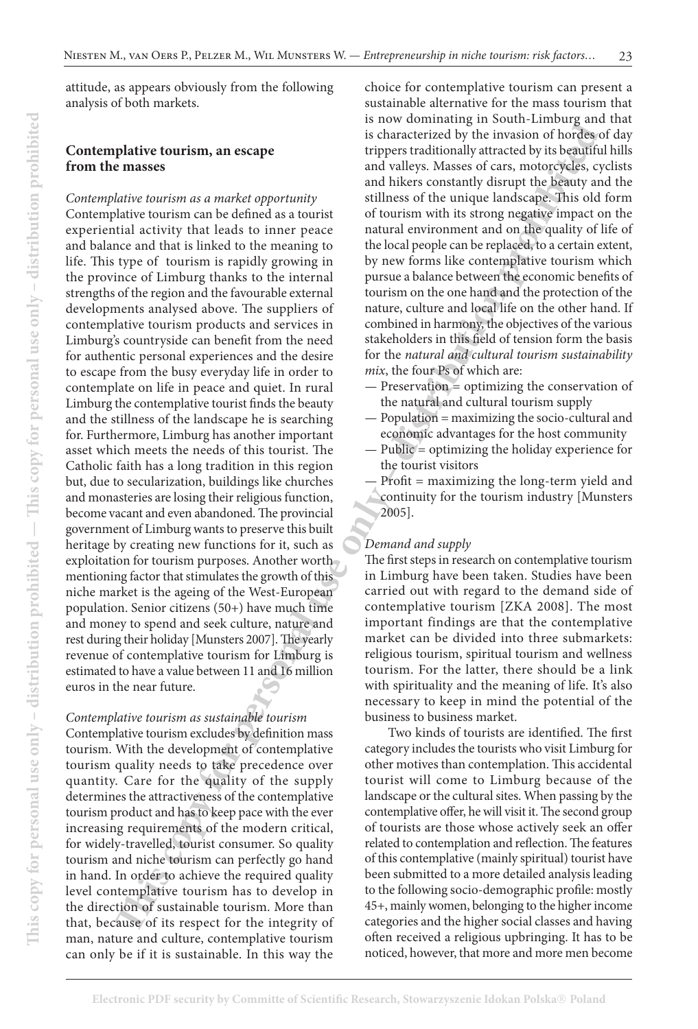attitude, as appears obviously from the following analysis of both markets.

## Contemplative tourism, an escape from the masses

*Contemplative tourism as a market opportunity*

Contemplative tourism can be defined as a tourist experiential activity that leads to inner peace and balance and that is linked to the meaning to life. This type of tourism is rapidly growing in the province of Limburg thanks to the internal strengths of the region and the favourable external developments analysed above. The suppliers of contemplative tourism products and services in Limburg's countryside can benefit from the need for authentic personal experiences and the desire to escape from the busy everyday life in order to contemplate on life in peace and quiet. In rural Limburg the contemplative tourist finds the beauty and the stillness of the landscape he is searching for. Furthermore, Limburg has another important asset which meets the needs of this tourist. The Catholic faith has a long tradition in this region but, due to secularization, buildings like churches and monasteries are losing their religious function, become vacant and even abandoned. The provincial government of Limburg wants to preserve this built heritage by creating new functions for it, such as exploitation for tourism purposes. Another worth mentioning factor that stimulates the growth of this niche market is the ageing of the West-European population. Senior citizens (50+) have much time and money to spend and seek culture, nature and rest during their holiday [Munsters 2007]. The yearly revenue of contemplative tourism for Limburg is estimated to have a value between 11 and 16 million euros in the near future.

*Contemplative tourism as sustainable tourism*

Contemplative tourism excludes by definition mass tourism. With the development of contemplative tourism quality needs to take precedence over quantity. Care for the quality of the supply determines the attractiveness of the contemplative tourism product and has to keep pace with the ever increasing requirements of the modern critical, for widely-travelled, tourist consumer. So quality tourism and niche tourism can perfectly go hand in hand. In order to achieve the required quality level contemplative tourism has to develop in the direction of sustainable tourism. More than that, because of its respect for the integrity of man, nature and culture, contemplative tourism can only be if it is sustainable. In this way the choice for contemplative tourism can present a sustainable alternative for the mass tourism that is now dominating in South-Limburg and that is characterized by the invasion of hordes of day trippers traditionally attracted by its beautiful hills and valleys. Masses of cars, motorcycles, cyclists and hikers constantly disrupt the beauty and the stillness of the unique landscape. This old form of tourism with its strong negative impact on the natural environment and on the quality of life of the local people can be replaced, to a certain extent, by new forms like contemplative tourism which pursue a balance between the economic benefits of tourism on the one hand and the protection of the nature, culture and local life on the other hand. If combined in harmony, the objectives of the various stakeholders in this field of tension form the basis for the *natural and cultural tourism sustainability mix*, the four Ps of which are:

- Preservation = optimizing the conservation of the natural and cultural tourism supply
- Population = maximizing the socio-cultural and economic advantages for the host community
- Public = optimizing the holiday experience for the tourist visitors
- Profit = maximizing the long-term yield and continuity for the tourism industry [Munsters 2005].

*Demand and supply*

The first steps in research on contemplative tourism in Limburg have been taken. Studies have been carried out with regard to the demand side of contemplative tourism [ZKA 2008]. The most important findings are that the contemplative market can be divided into three submarkets: religious tourism, spiritual tourism and wellness tourism. For the latter, there should be a link with spirituality and the meaning of life. It's also necessary to keep in mind the potential of the business to business market.

Two kinds of tourists are identified. The first category includes the tourists who visit Limburg for other motives than contemplation. This accidental tourist will come to Limburg because of the landscape or the cultural sites. When passing by the contemplative offer, he will visit it. The second group of tourists are those whose actively seek an offer related to contemplation and reflection. The features of this contemplative (mainly spiritual) tourist have been submitted to a more detailed analysis leading to the following socio-demographic profile: mostly 45+, mainly women, belonging to the higher income categories and the higher social classes and having often received a religious upbringing. It has to be noticed, however, that more and more men become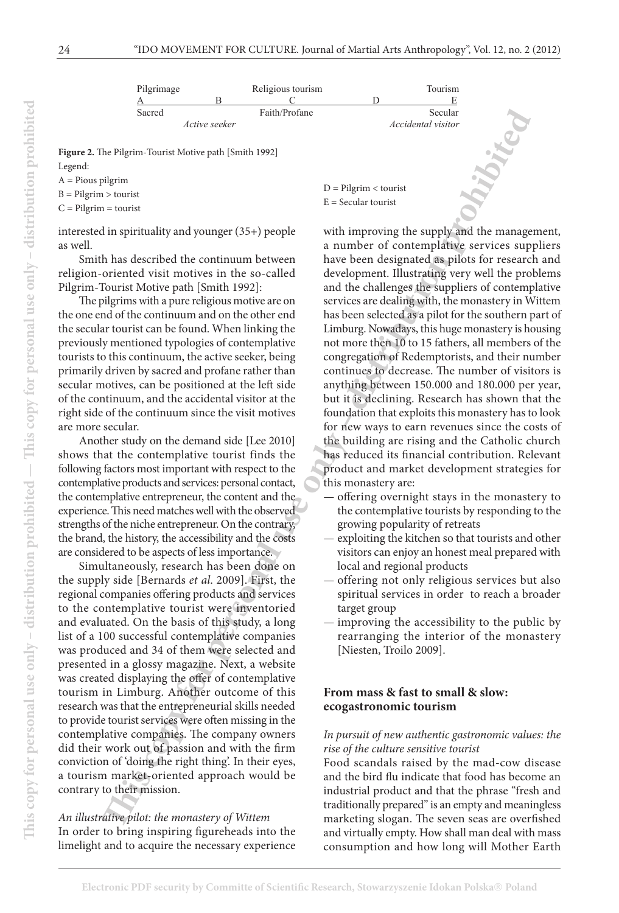| Pilgrimage | | Religious tourism | | Tourism |
|---|---|---|---|---|
| A | B | C | D | E |
| Sacred | | Faith/Profane | | Secular |
| | *Active seeker* | | | *Accidental visitor* |

**Figure 2.** The Pilgrim-Tourist Motive path [Smith 1992]

Legend:
A = Pious pilgrim
B = Pilgrim > tourist
C = Pilgrim = tourist
D = Pilgrim < tourist
E = Secular tourist

interested in spirituality and younger (35+) people as well.

Smith has described the continuum between religion-oriented visit motives in the so-called Pilgrim-Tourist Motive path [Smith 1992]:

The pilgrims with a pure religious motive are on the one end of the continuum and on the other end the secular tourist can be found. When linking the previously mentioned typologies of contemplative tourists to this continuum, the active seeker, being primarily driven by sacred and profane rather than secular motives, can be positioned at the left side of the continuum, and the accidental visitor at the right side of the continuum since the visit motives are more secular.

Another study on the demand side [Lee 2010] shows that the contemplative tourist finds the following factors most important with respect to the contemplative products and services: personal contact, the contemplative entrepreneur, the content and the experience. This need matches well with the observed strengths of the niche entrepreneur. On the contrary, the brand, the history, the accessibility and the costs are considered to be aspects of less importance.

Simultaneously, research has been done on the supply side [Bernards *et al*. 2009]. First, the regional companies offering products and services to the contemplative tourist were inventoried and evaluated. On the basis of this study, a long list of a 100 successful contemplative companies was produced and 34 of them were selected and presented in a glossy magazine. Next, a website was created displaying the offer of contemplative tourism in Limburg. Another outcome of this research was that the entrepreneurial skills needed to provide tourist services were often missing in the contemplative companies. The company owners did their work out of passion and with the firm conviction of 'doing the right thing'. In their eyes, a tourism market-oriented approach would be contrary to their mission.

*An illustrative pilot: the monastery of Wittem*

In order to bring inspiring figureheads into the limelight and to acquire the necessary experience with improving the supply and the management, a number of contemplative services suppliers have been designated as pilots for research and development. Illustrating very well the problems and the challenges the suppliers of contemplative services are dealing with, the monastery in Wittem has been selected as a pilot for the southern part of Limburg. Nowadays, this huge monastery is housing not more then 10 to 15 fathers, all members of the congregation of Redemptorists, and their number continues to decrease. The number of visitors is anything between 150.000 and 180.000 per year, but it is declining. Research has shown that the foundation that exploits this monastery has to look for new ways to earn revenues since the costs of the building are rising and the Catholic church has reduced its financial contribution. Relevant product and market development strategies for this monastery are:

- offering overnight stays in the monastery to the contemplative tourists by responding to the growing popularity of retreats
- exploiting the kitchen so that tourists and other visitors can enjoy an honest meal prepared with local and regional products
- offering not only religious services but also spiritual services in order to reach a broader target group
- improving the accessibility to the public by rearranging the interior of the monastery [Niesten, Troilo 2009].

## From mass & fast to small & slow: ecogastronomic tourism

*In pursuit of new authentic gastronomic values: the rise of the culture sensitive tourist*

Food scandals raised by the mad-cow disease and the bird flu indicate that food has become an industrial product and that the phrase "fresh and traditionally prepared" is an empty and meaningless marketing slogan. The seven seas are overfished and virtually empty. How shall man deal with mass consumption and how long will Mother Earth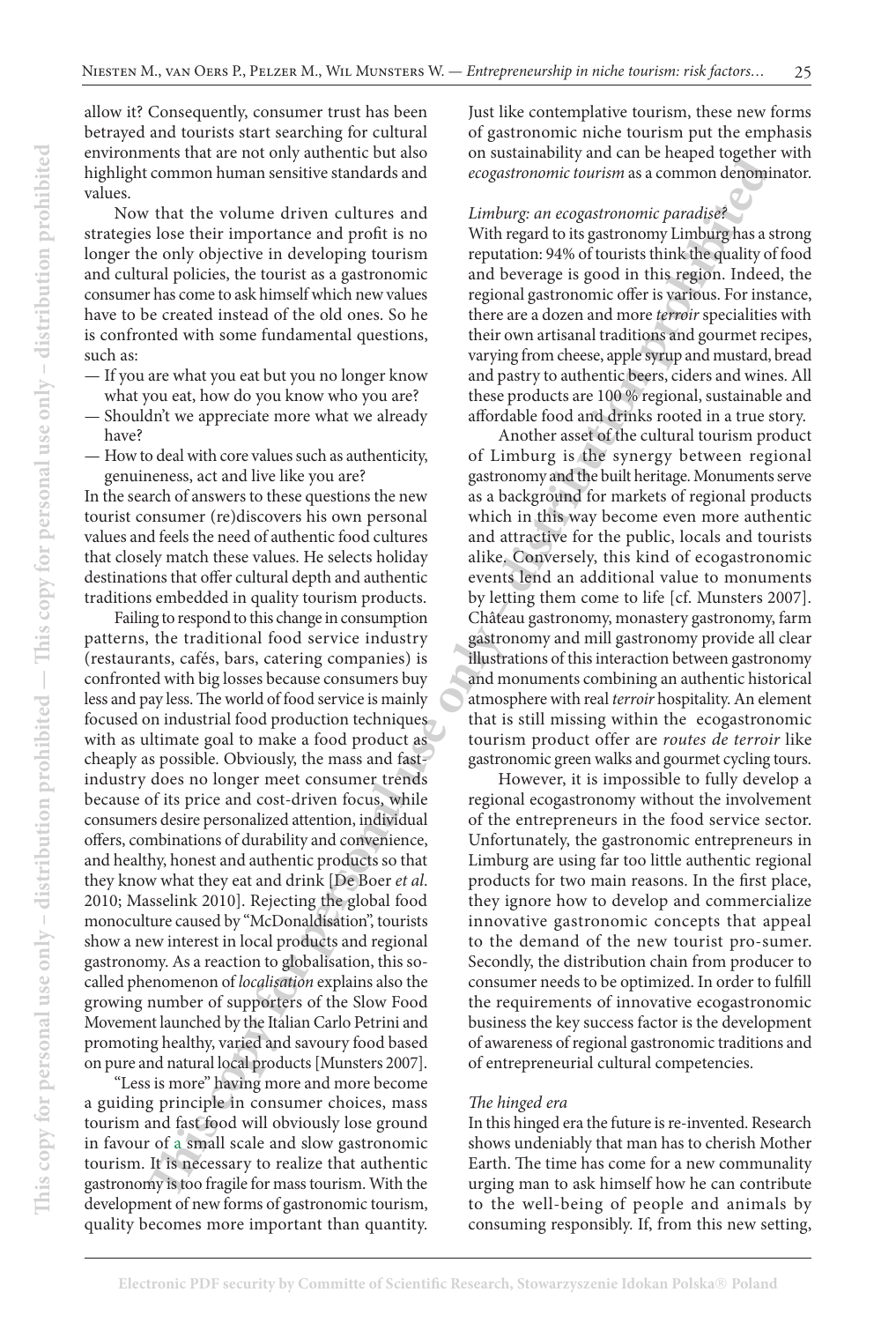allow it? Consequently, consumer trust has been betrayed and tourists start searching for cultural environments that are not only authentic but also highlight common human sensitive standards and values.

Now that the volume driven cultures and strategies lose their importance and profit is no longer the only objective in developing tourism and cultural policies, the tourist as a gastronomic consumer has come to ask himself which new values have to be created instead of the old ones. So he is confronted with some fundamental questions, such as:

- If you are what you eat but you no longer know what you eat, how do you know who you are?
- Shouldn't we appreciate more what we already have?
- How to deal with core values such as authenticity, genuineness, act and live like you are?

In the search of answers to these questions the new tourist consumer (re)discovers his own personal values and feels the need of authentic food cultures that closely match these values. He selects holiday destinations that offer cultural depth and authentic traditions embedded in quality tourism products.

Failing to respond to this change in consumption patterns, the traditional food service industry (restaurants, cafés, bars, catering companies) is confronted with big losses because consumers buy less and pay less. The world of food service is mainly focused on industrial food production techniques with as ultimate goal to make a food product as cheaply as possible. Obviously, the mass and fast-industry does no longer meet consumer trends because of its price and cost-driven focus, while consumers desire personalized attention, individual offers, combinations of durability and convenience, and healthy, honest and authentic products so that they know what they eat and drink [De Boer *et al*. 2010; Masselink 2010]. Rejecting the global food monoculture caused by "McDonaldisation", tourists show a new interest in local products and regional gastronomy. As a reaction to globalisation, this so-called phenomenon of *localisation* explains also the growing number of supporters of the Slow Food Movement launched by the Italian Carlo Petrini and promoting healthy, varied and savoury food based on pure and natural local products [Munsters 2007].

"Less is more" having more and more become a guiding principle in consumer choices, mass tourism and fast food will obviously lose ground in favour of a small scale and slow gastronomic tourism. It is necessary to realize that authentic gastronomy is too fragile for mass tourism. With the development of new forms of gastronomic tourism, quality becomes more important than quantity. Just like contemplative tourism, these new forms of gastronomic niche tourism put the emphasis on sustainability and can be heaped together with *ecogastronomic tourism* as a common denominator.

### *Limburg: an ecogastronomic paradise?*

With regard to its gastronomy Limburg has a strong reputation: 94% of tourists think the quality of food and beverage is good in this region. Indeed, the regional gastronomic offer is various. For instance, there are a dozen and more *terroir* specialities with their own artisanal traditions and gourmet recipes, varying from cheese, apple syrup and mustard, bread and pastry to authentic beers, ciders and wines. All these products are 100 % regional, sustainable and affordable food and drinks rooted in a true story.

Another asset of the cultural tourism product of Limburg is the synergy between regional gastronomy and the built heritage. Monuments serve as a background for markets of regional products which in this way become even more authentic and attractive for the public, locals and tourists alike. Conversely, this kind of ecogastronomic events lend an additional value to monuments by letting them come to life [cf. Munsters 2007]. Château gastronomy, monastery gastronomy, farm gastronomy and mill gastronomy provide all clear illustrations of this interaction between gastronomy and monuments combining an authentic historical atmosphere with real *terroir* hospitality. An element that is still missing within the ecogastronomic tourism product offer are *routes de terroir* like gastronomic green walks and gourmet cycling tours.

However, it is impossible to fully develop a regional ecogastronomy without the involvement of the entrepreneurs in the food service sector. Unfortunately, the gastronomic entrepreneurs in Limburg are using far too little authentic regional products for two main reasons. In the first place, they ignore how to develop and commercialize innovative gastronomic concepts that appeal to the demand of the new tourist pro-sumer. Secondly, the distribution chain from producer to consumer needs to be optimized. In order to fulfill the requirements of innovative ecogastronomic business the key success factor is the development of awareness of regional gastronomic traditions and of entrepreneurial cultural competencies.

### *The hinged era*

In this hinged era the future is re-invented. Research shows undeniably that man has to cherish Mother Earth. The time has come for a new communality urging man to ask himself how he can contribute to the well-being of people and animals by consuming responsibly. If, from this new setting,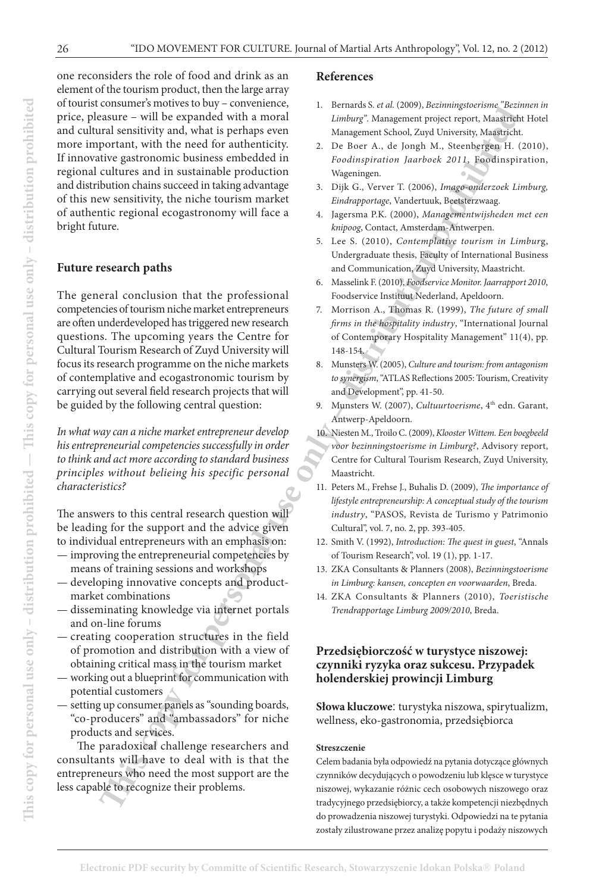one reconsiders the role of food and drink as an element of the tourism product, then the large array of tourist consumer's motives to buy – convenience, price, pleasure – will be expanded with a moral and cultural sensitivity and, what is perhaps even more important, with the need for authenticity. If innovative gastronomic business embedded in regional cultures and in sustainable production and distribution chains succeed in taking advantage of this new sensitivity, the niche tourism market of authentic regional ecogastronomy will face a bright future.

## Future research paths

The general conclusion that the professional competencies of tourism niche market entrepreneurs are often underdeveloped has triggered new research questions. The upcoming years the Centre for Cultural Tourism Research of Zuyd University will focus its research programme on the niche markets of contemplative and ecogastronomic tourism by carrying out several field research projects that will be guided by the following central question:

*In what way can a niche market entrepreneur develop his entrepreneurial competencies successfully in order to think and act more according to standard business principles without belieing his specific personal characteristics?*

The answers to this central research question will be leading for the support and the advice given to individual entrepreneurs with an emphasis on:

- improving the entrepreneurial competencies by means of training sessions and workshops
- developing innovative concepts and product-market combinations
- disseminating knowledge via internet portals and on-line forums
- creating cooperation structures in the field of promotion and distribution with a view of obtaining critical mass in the tourism market
- working out a blueprint for communication with potential customers
- setting up consumer panels as "sounding boards," "co-producers" and "ambassadors" for niche products and services.

The paradoxical challenge researchers and consultants will have to deal with is that the entrepreneurs who need the most support are the less capable to recognize their problems.

## References

1. Bernards S. *et al.* (2009), *Bezinningstoerisme "Bezinnen in Limburg"*. Management project report, Maastricht Hotel Management School, Zuyd University, Maastricht.
2. De Boer A., de Jongh M., Steenbergen H. (2010), *Foodinspiration Jaarboek 2011*, Foodinspiration, Wageningen.
3. Dijk G., Verver T. (2006), *Imago-onderzoek Limburg, Eindrapportage*, Vandertuuk, Beetsterzwaag.
4. Jagersma P.K. (2000), *Managementwijsheden met een knipoog*, Contact, Amsterdam-Antwerpen.
5. Lee S. (2010), *Contemplative tourism in Limburg*, Undergraduate thesis, Faculty of International Business and Communication, Zuyd University, Maastricht.
6. Masselink F. (2010), *Foodservice Monitor. Jaarrapport 2010*, Foodservice Instituut Nederland, Apeldoorn.
7. Morrison A., Thomas R. (1999), *The future of small firms in the hospitality industry*, "International Journal of Contemporary Hospitality Management" 11(4), pp. 148-154.
8. Munsters W. (2005), *Culture and tourism: from antagonism to synergism*, "ATLAS Reflections 2005: Tourism, Creativity and Development", pp. 41-50.
9. Munsters W. (2007), *Cultuurtoerisme*, 4th edn. Garant, Antwerp-Apeldoorn.
10. Niesten M., Troilo C. (2009), *Klooster Wittem. Een boegbeeld voor bezinningstoerisme in Limburg?*, Advisory report, Centre for Cultural Tourism Research, Zuyd University, Maastricht.
11. Peters M., Frehse J., Buhalis D. (2009), *The importance of lifestyle entrepreneurship: A conceptual study of the tourism industry*, "PASOS, Revista de Turismo y Patrimonio Cultural", vol. 7, no. 2, pp. 393-405.
12. Smith V. (1992), *Introduction: The quest in guest*, "Annals of Tourism Research", vol. 19 (1), pp. 1-17.
13. ZKA Consultants & Planners (2008), *Bezinningstoerisme in Limburg: kansen, concepten en voorwaarden*, Breda.
14. ZKA Consultants & Planners (2010), *Toeristische Trendrapportage Limburg 2009/2010*, Breda.

## Przedsiębiorczość w turystyce niszowej: czynniki ryzyka oraz sukcesu. Przypadek holenderskiej prowincji Limburg

**Słowa kluczowe**: turystyka niszowa, spirytualizm, wellness, eko-gastronomia, przedsiębiorca

**Streszczenie**

Celem badania była odpowiedź na pytania dotyczące głównych czynników decydujących o powodzeniu lub klęsce w turystyce niszowej, wykazanie różnic cech osobowych niszowego oraz tradycyjnego przedsiębiorcy, a także kompetencji niezbędnych do prowadzenia niszowej turystyki. Odpowiedzi na te pytania zostały zilustrowane przez analizę popytu i podaży niszowych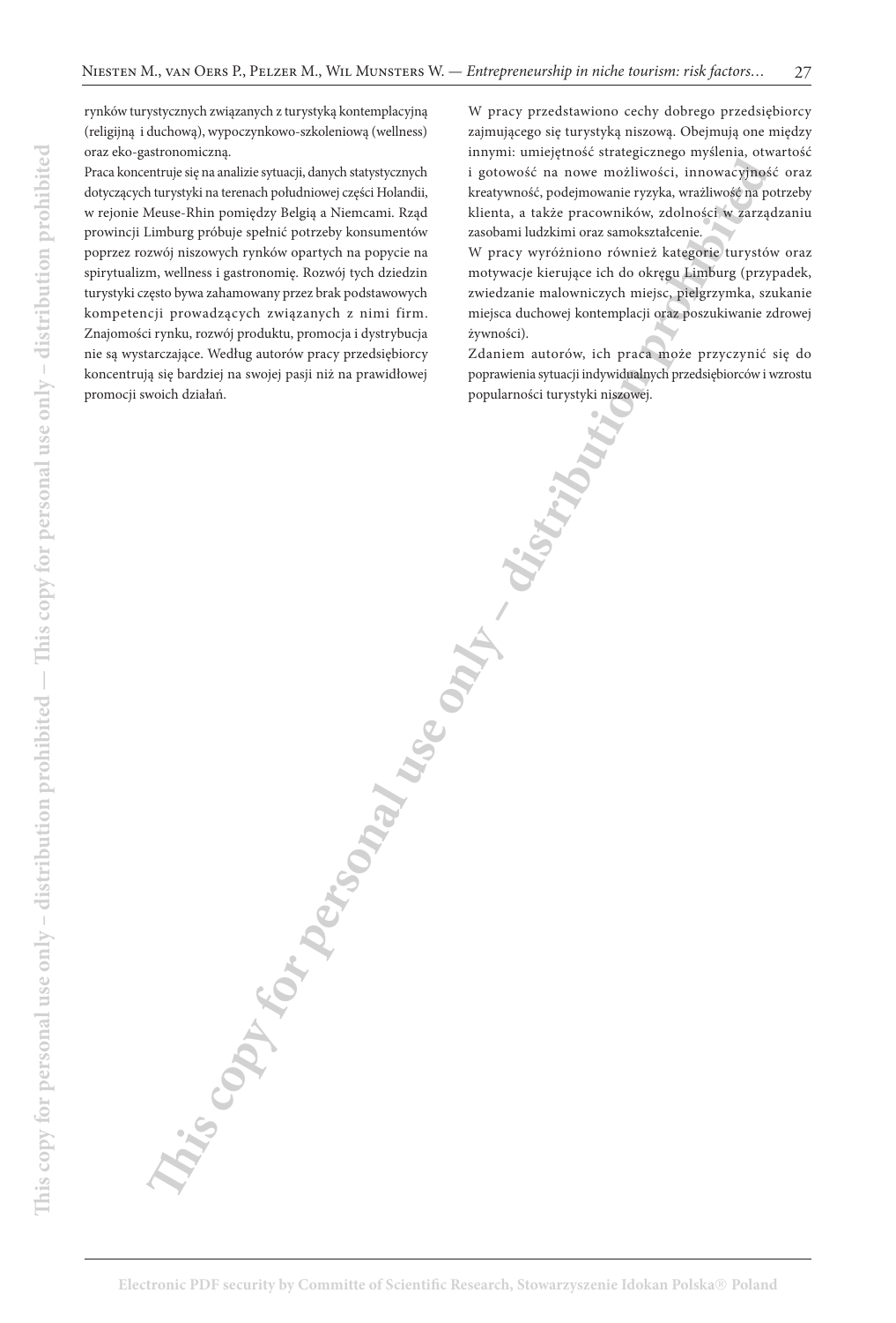rynków turystycznych związanych z turystyką kontemplacyjną (religijną i duchową), wypoczynkowo-szkoleniową (wellness) oraz eko-gastronomiczną.

Praca koncentruje się na analizie sytuacji, danych statystycznych dotyczących turystyki na terenach południowej części Holandii, w rejonie Meuse-Rhin pomiędzy Belgią a Niemcami. Rząd prowincji Limburg próbuje spełnić potrzeby konsumentów poprzez rozwój niszowych rynków opartych na popycie na spirytualizm, wellness i gastronomię. Rozwój tych dziedzin turystyki często bywa zahamowany przez brak podstawowych kompetencji prowadzących związanych z nimi firm. Znajomości rynku, rozwój produktu, promocja i dystrybucja nie są wystarczające. Według autorów pracy przedsiębiorcy koncentrują się bardziej na swojej pasji niż na prawidłowej promocji swoich działań.

W pracy przedstawiono cechy dobrego przedsiębiorcy zajmującego się turystyką niszową. Obejmują one między innymi: umiejętność strategicznego myślenia, otwartość i gotowość na nowe możliwości, innowacyjność oraz kreatywność, podejmowanie ryzyka, wrażliwość na potrzeby klienta, a także pracowników, zdolności w zarządzaniu zasobami ludzkimi oraz samokształcenie.

W pracy wyróżniono również kategorie turystów oraz motywacje kierujące ich do okręgu Limburg (przypadek, zwiedzanie malowniczych miejsc, pielgrzymka, szukanie miejsca duchowej kontemplacji oraz poszukiwanie zdrowej żywności).

Zdaniem autorów, ich praca może przyczynić się do poprawienia sytuacji indywidualnych przedsiębiorców i wzrostu popularności turystyki niszowej.